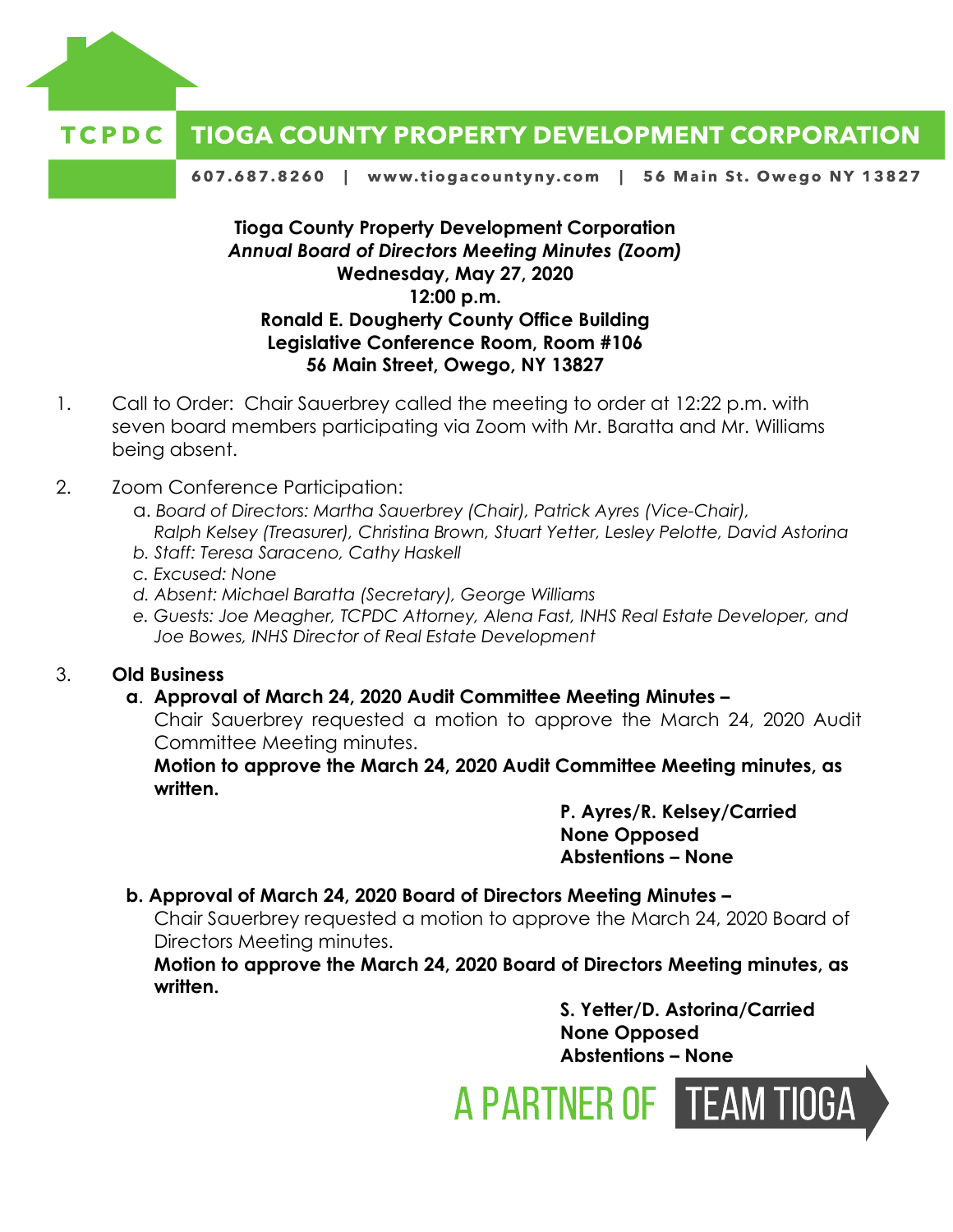**TCPDC TIOGA COUNTY PROPERTY DEVELOPMENT CORPORATION**

**607.687.8260 | www.tiogacountyny.com | 56 Main St. Owego NY 13827**

**Tioga County Property Development Corporation**
***Annual Board of Directors Meeting Minutes (Zoom)***
**Wednesday, May 27, 2020**
**12:00 p.m.**
**Ronald E. Dougherty County Office Building**
**Legislative Conference Room, Room #106**
**56 Main Street, Owego, NY 13827**

1. Call to Order: Chair Sauerbrey called the meeting to order at 12:22 p.m. with seven board members participating via Zoom with Mr. Baratta and Mr. Williams being absent.

2. Zoom Conference Participation:
   a. *Board of Directors: Martha Sauerbrey (Chair), Patrick Ayres (Vice-Chair), Ralph Kelsey (Treasurer), Christina Brown, Stuart Yetter, Lesley Pelotte, David Astorina*
   b. *Staff: Teresa Saraceno, Cathy Haskell*
   c. *Excused: None*
   d. *Absent: Michael Baratta (Secretary), George Williams*
   e. *Guests: Joe Meagher, TCPDC Attorney, Alena Fast, INHS Real Estate Developer, and Joe Bowes, INHS Director of Real Estate Development*

3. **Old Business**
   **a. Approval of March 24, 2020 Audit Committee Meeting Minutes –**
   Chair Sauerbrey requested a motion to approve the March 24, 2020 Audit Committee Meeting minutes.
   **Motion to approve the March 24, 2020 Audit Committee Meeting minutes, as written.**

   **P. Ayres/R. Kelsey/Carried**
   **None Opposed**
   **Abstentions – None**

   **b. Approval of March 24, 2020 Board of Directors Meeting Minutes –**
   Chair Sauerbrey requested a motion to approve the March 24, 2020 Board of Directors Meeting minutes.
   **Motion to approve the March 24, 2020 Board of Directors Meeting minutes, as written.**

   **S. Yetter/D. Astorina/Carried**
   **None Opposed**
   **Abstentions – None**

A PARTNER OF TEAM TIOGA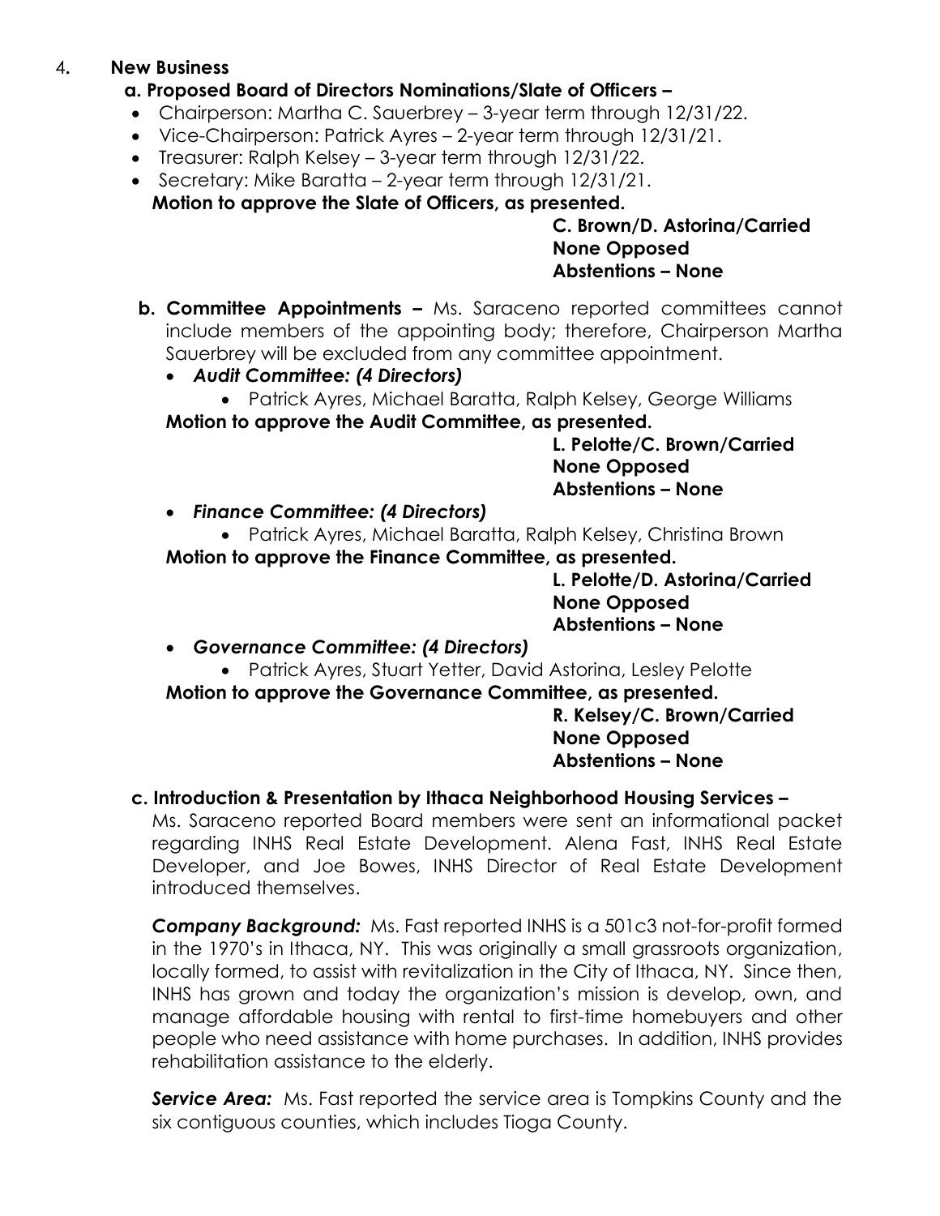4. **New Business**

**a. Proposed Board of Directors Nominations/Slate of Officers –**

- Chairperson: Martha C. Sauerbrey – 3-year term through 12/31/22.
- Vice-Chairperson: Patrick Ayres – 2-year term through 12/31/21.
- Treasurer: Ralph Kelsey – 3-year term through 12/31/22.
- Secretary: Mike Baratta – 2-year term through 12/31/21.

**Motion to approve the Slate of Officers, as presented.**

**C. Brown/D. Astorina/Carried**
**None Opposed**
**Abstentions – None**

**b. Committee Appointments –** Ms. Saraceno reported committees cannot include members of the appointing body; therefore, Chairperson Martha Sauerbrey will be excluded from any committee appointment.

- ***Audit Committee: (4 Directors)***
  - Patrick Ayres, Michael Baratta, Ralph Kelsey, George Williams

**Motion to approve the Audit Committee, as presented.**

**L. Pelotte/C. Brown/Carried**
**None Opposed**
**Abstentions – None**

- ***Finance Committee: (4 Directors)***
  - Patrick Ayres, Michael Baratta, Ralph Kelsey, Christina Brown

**Motion to approve the Finance Committee, as presented.**

**L. Pelotte/D. Astorina/Carried**
**None Opposed**
**Abstentions – None**

- ***Governance Committee: (4 Directors)***
  - Patrick Ayres, Stuart Yetter, David Astorina, Lesley Pelotte

**Motion to approve the Governance Committee, as presented.**

**R. Kelsey/C. Brown/Carried**
**None Opposed**
**Abstentions – None**

**c. Introduction & Presentation by Ithaca Neighborhood Housing Services –**

Ms. Saraceno reported Board members were sent an informational packet regarding INHS Real Estate Development. Alena Fast, INHS Real Estate Developer, and Joe Bowes, INHS Director of Real Estate Development introduced themselves.

***Company Background:*** Ms. Fast reported INHS is a 501c3 not-for-profit formed in the 1970's in Ithaca, NY. This was originally a small grassroots organization, locally formed, to assist with revitalization in the City of Ithaca, NY. Since then, INHS has grown and today the organization's mission is develop, own, and manage affordable housing with rental to first-time homebuyers and other people who need assistance with home purchases. In addition, INHS provides rehabilitation assistance to the elderly.

***Service Area:*** Ms. Fast reported the service area is Tompkins County and the six contiguous counties, which includes Tioga County.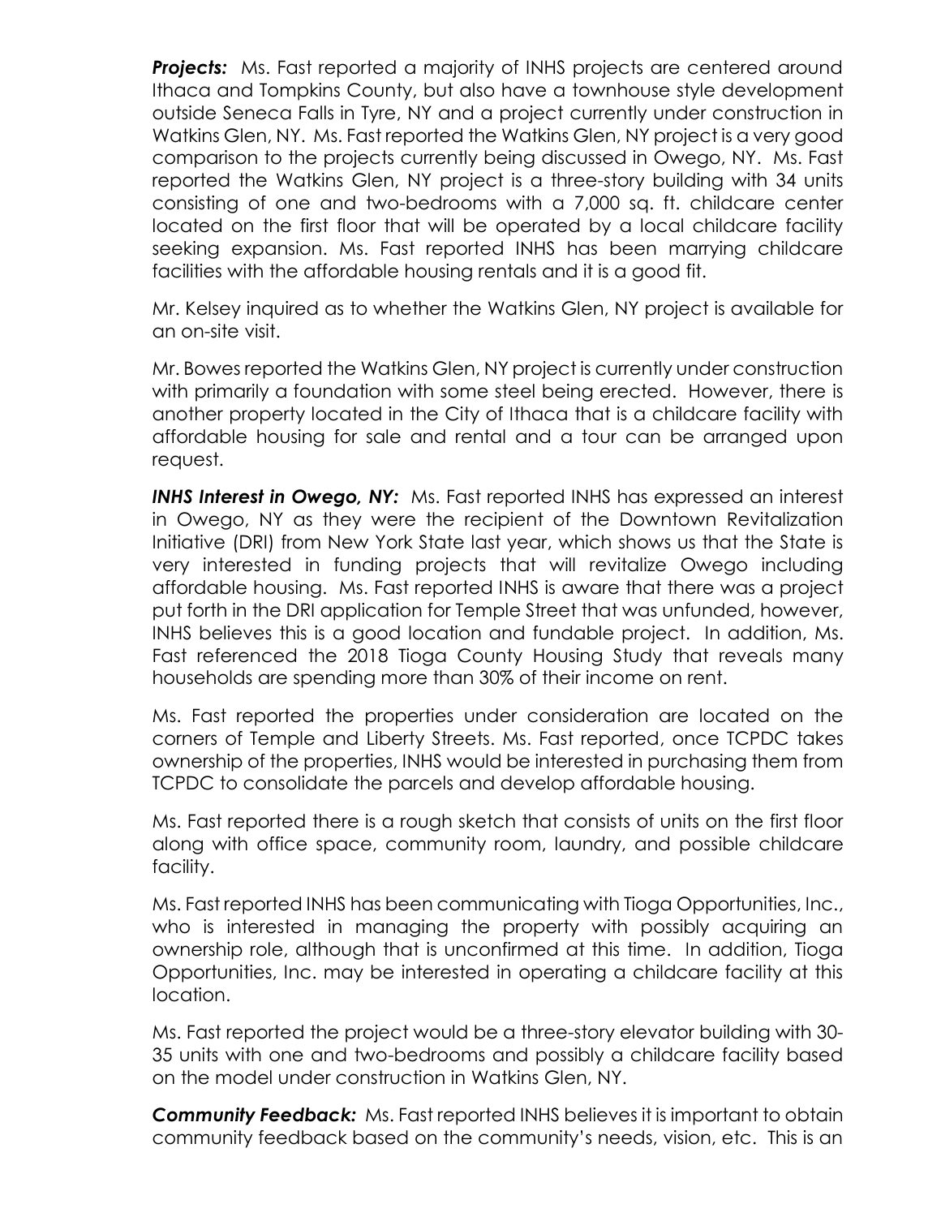***Projects:*** Ms. Fast reported a majority of INHS projects are centered around Ithaca and Tompkins County, but also have a townhouse style development outside Seneca Falls in Tyre, NY and a project currently under construction in Watkins Glen, NY. Ms. Fast reported the Watkins Glen, NY project is a very good comparison to the projects currently being discussed in Owego, NY. Ms. Fast reported the Watkins Glen, NY project is a three-story building with 34 units consisting of one and two-bedrooms with a 7,000 sq. ft. childcare center located on the first floor that will be operated by a local childcare facility seeking expansion. Ms. Fast reported INHS has been marrying childcare facilities with the affordable housing rentals and it is a good fit.

Mr. Kelsey inquired as to whether the Watkins Glen, NY project is available for an on-site visit.

Mr. Bowes reported the Watkins Glen, NY project is currently under construction with primarily a foundation with some steel being erected. However, there is another property located in the City of Ithaca that is a childcare facility with affordable housing for sale and rental and a tour can be arranged upon request.

***INHS Interest in Owego, NY:*** Ms. Fast reported INHS has expressed an interest in Owego, NY as they were the recipient of the Downtown Revitalization Initiative (DRI) from New York State last year, which shows us that the State is very interested in funding projects that will revitalize Owego including affordable housing. Ms. Fast reported INHS is aware that there was a project put forth in the DRI application for Temple Street that was unfunded, however, INHS believes this is a good location and fundable project. In addition, Ms. Fast referenced the 2018 Tioga County Housing Study that reveals many households are spending more than 30% of their income on rent.

Ms. Fast reported the properties under consideration are located on the corners of Temple and Liberty Streets. Ms. Fast reported, once TCPDC takes ownership of the properties, INHS would be interested in purchasing them from TCPDC to consolidate the parcels and develop affordable housing.

Ms. Fast reported there is a rough sketch that consists of units on the first floor along with office space, community room, laundry, and possible childcare facility.

Ms. Fast reported INHS has been communicating with Tioga Opportunities, Inc., who is interested in managing the property with possibly acquiring an ownership role, although that is unconfirmed at this time. In addition, Tioga Opportunities, Inc. may be interested in operating a childcare facility at this location.

Ms. Fast reported the project would be a three-story elevator building with 30-35 units with one and two-bedrooms and possibly a childcare facility based on the model under construction in Watkins Glen, NY.

***Community Feedback:*** Ms. Fast reported INHS believes it is important to obtain community feedback based on the community's needs, vision, etc. This is an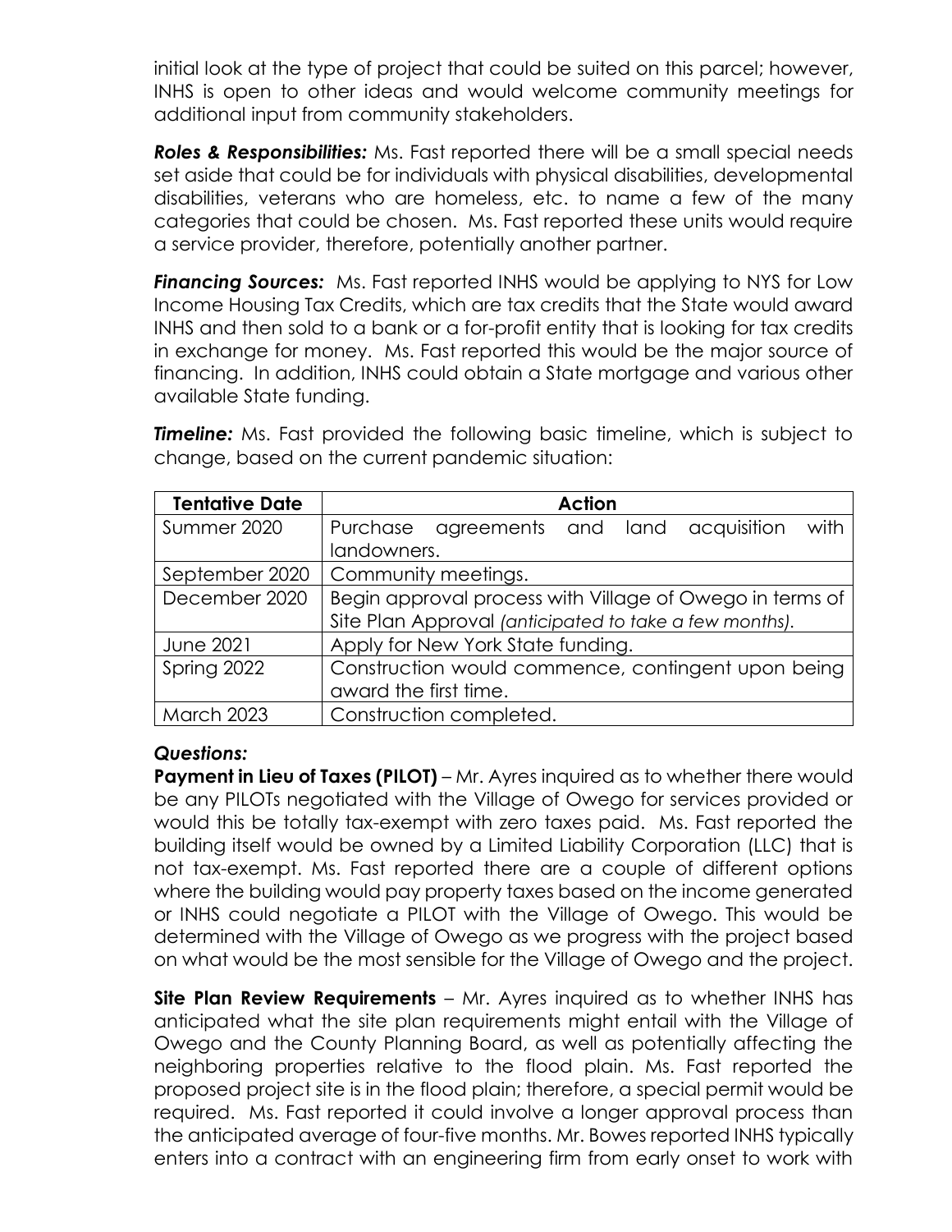initial look at the type of project that could be suited on this parcel; however, INHS is open to other ideas and would welcome community meetings for additional input from community stakeholders.

***Roles & Responsibilities:*** Ms. Fast reported there will be a small special needs set aside that could be for individuals with physical disabilities, developmental disabilities, veterans who are homeless, etc. to name a few of the many categories that could be chosen. Ms. Fast reported these units would require a service provider, therefore, potentially another partner.

***Financing Sources:*** Ms. Fast reported INHS would be applying to NYS for Low Income Housing Tax Credits, which are tax credits that the State would award INHS and then sold to a bank or a for-profit entity that is looking for tax credits in exchange for money. Ms. Fast reported this would be the major source of financing. In addition, INHS could obtain a State mortgage and various other available State funding.

***Timeline:*** Ms. Fast provided the following basic timeline, which is subject to change, based on the current pandemic situation:

| Tentative Date | Action |
|---|---|
| Summer 2020 | Purchase agreements and land acquisition with landowners. |
| September 2020 | Community meetings. |
| December 2020 | Begin approval process with Village of Owego in terms of Site Plan Approval *(anticipated to take a few months).* |
| June 2021 | Apply for New York State funding. |
| Spring 2022 | Construction would commence, contingent upon being award the first time. |
| March 2023 | Construction completed. |

***Questions:***

**Payment in Lieu of Taxes (PILOT)** – Mr. Ayres inquired as to whether there would be any PILOTs negotiated with the Village of Owego for services provided or would this be totally tax-exempt with zero taxes paid. Ms. Fast reported the building itself would be owned by a Limited Liability Corporation (LLC) that is not tax-exempt. Ms. Fast reported there are a couple of different options where the building would pay property taxes based on the income generated or INHS could negotiate a PILOT with the Village of Owego. This would be determined with the Village of Owego as we progress with the project based on what would be the most sensible for the Village of Owego and the project.

**Site Plan Review Requirements** – Mr. Ayres inquired as to whether INHS has anticipated what the site plan requirements might entail with the Village of Owego and the County Planning Board, as well as potentially affecting the neighboring properties relative to the flood plain. Ms. Fast reported the proposed project site is in the flood plain; therefore, a special permit would be required. Ms. Fast reported it could involve a longer approval process than the anticipated average of four-five months. Mr. Bowes reported INHS typically enters into a contract with an engineering firm from early onset to work with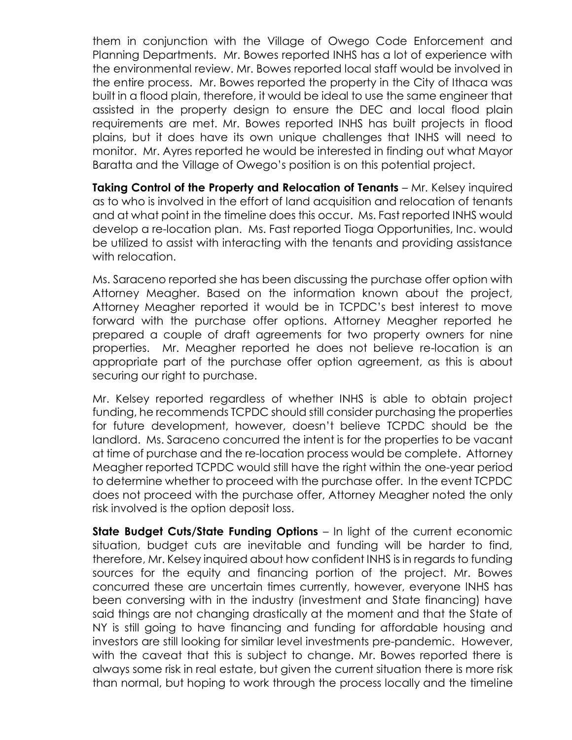them in conjunction with the Village of Owego Code Enforcement and Planning Departments. Mr. Bowes reported INHS has a lot of experience with the environmental review. Mr. Bowes reported local staff would be involved in the entire process. Mr. Bowes reported the property in the City of Ithaca was built in a flood plain, therefore, it would be ideal to use the same engineer that assisted in the property design to ensure the DEC and local flood plain requirements are met. Mr. Bowes reported INHS has built projects in flood plains, but it does have its own unique challenges that INHS will need to monitor. Mr. Ayres reported he would be interested in finding out what Mayor Baratta and the Village of Owego's position is on this potential project.

**Taking Control of the Property and Relocation of Tenants** – Mr. Kelsey inquired as to who is involved in the effort of land acquisition and relocation of tenants and at what point in the timeline does this occur. Ms. Fast reported INHS would develop a re-location plan. Ms. Fast reported Tioga Opportunities, Inc. would be utilized to assist with interacting with the tenants and providing assistance with relocation.

Ms. Saraceno reported she has been discussing the purchase offer option with Attorney Meagher. Based on the information known about the project, Attorney Meagher reported it would be in TCPDC's best interest to move forward with the purchase offer options. Attorney Meagher reported he prepared a couple of draft agreements for two property owners for nine properties. Mr. Meagher reported he does not believe re-location is an appropriate part of the purchase offer option agreement, as this is about securing our right to purchase.

Mr. Kelsey reported regardless of whether INHS is able to obtain project funding, he recommends TCPDC should still consider purchasing the properties for future development, however, doesn't believe TCPDC should be the landlord. Ms. Saraceno concurred the intent is for the properties to be vacant at time of purchase and the re-location process would be complete. Attorney Meagher reported TCPDC would still have the right within the one-year period to determine whether to proceed with the purchase offer. In the event TCPDC does not proceed with the purchase offer, Attorney Meagher noted the only risk involved is the option deposit loss.

**State Budget Cuts/State Funding Options** – In light of the current economic situation, budget cuts are inevitable and funding will be harder to find, therefore, Mr. Kelsey inquired about how confident INHS is in regards to funding sources for the equity and financing portion of the project. Mr. Bowes concurred these are uncertain times currently, however, everyone INHS has been conversing with in the industry (investment and State financing) have said things are not changing drastically at the moment and that the State of NY is still going to have financing and funding for affordable housing and investors are still looking for similar level investments pre-pandemic. However, with the caveat that this is subject to change. Mr. Bowes reported there is always some risk in real estate, but given the current situation there is more risk than normal, but hoping to work through the process locally and the timeline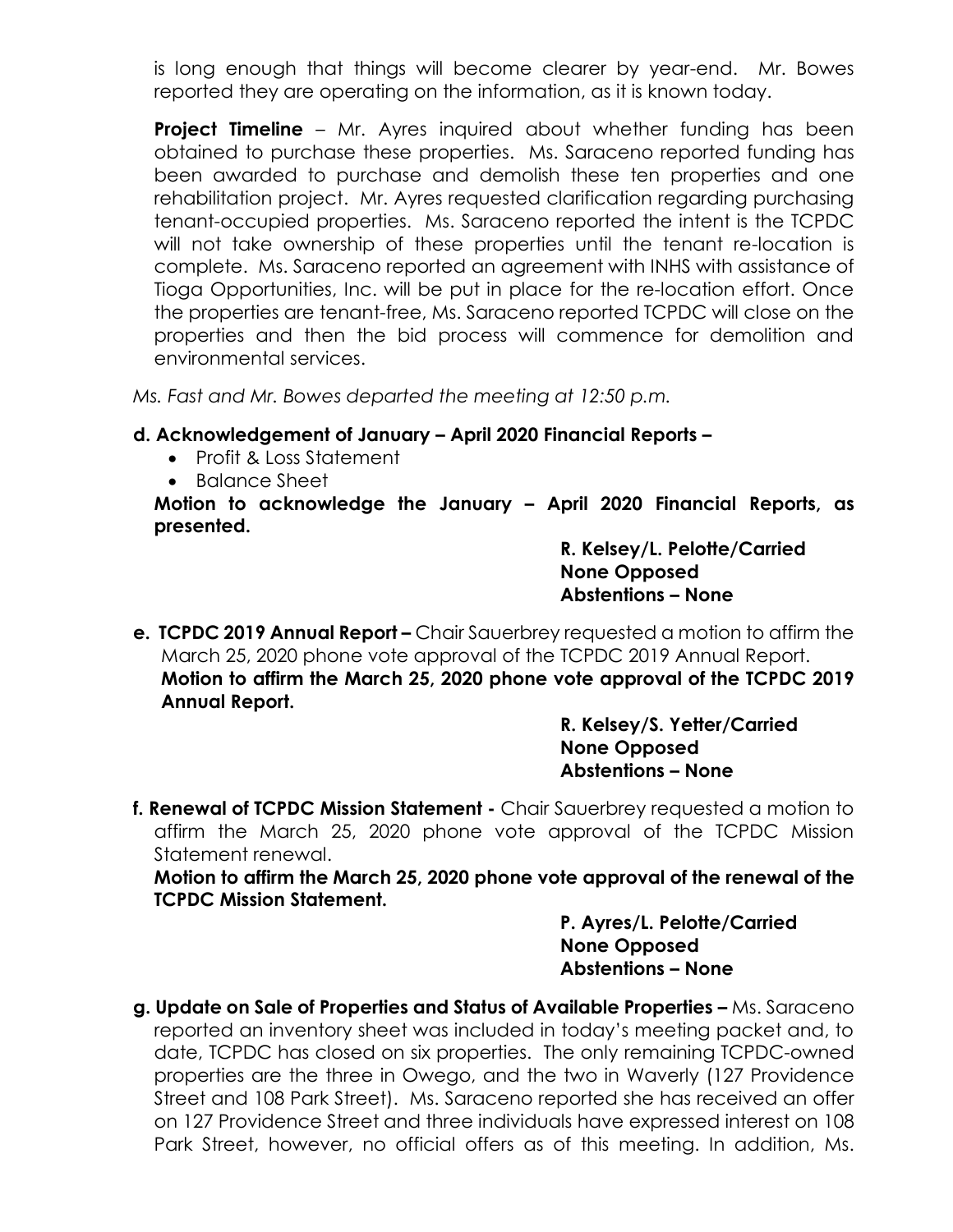is long enough that things will become clearer by year-end. Mr. Bowes reported they are operating on the information, as it is known today.

**Project Timeline** – Mr. Ayres inquired about whether funding has been obtained to purchase these properties. Ms. Saraceno reported funding has been awarded to purchase and demolish these ten properties and one rehabilitation project. Mr. Ayres requested clarification regarding purchasing tenant-occupied properties. Ms. Saraceno reported the intent is the TCPDC will not take ownership of these properties until the tenant re-location is complete. Ms. Saraceno reported an agreement with INHS with assistance of Tioga Opportunities, Inc. will be put in place for the re-location effort. Once the properties are tenant-free, Ms. Saraceno reported TCPDC will close on the properties and then the bid process will commence for demolition and environmental services.

*Ms. Fast and Mr. Bowes departed the meeting at 12:50 p.m.*

**d. Acknowledgement of January – April 2020 Financial Reports –**

- Profit & Loss Statement
- Balance Sheet

**Motion to acknowledge the January – April 2020 Financial Reports, as presented.**

**R. Kelsey/L. Pelotte/Carried**
**None Opposed**
**Abstentions – None**

**e. TCPDC 2019 Annual Report –** Chair Sauerbrey requested a motion to affirm the March 25, 2020 phone vote approval of the TCPDC 2019 Annual Report.

**Motion to affirm the March 25, 2020 phone vote approval of the TCPDC 2019 Annual Report.**

**R. Kelsey/S. Yetter/Carried**
**None Opposed**
**Abstentions – None**

**f. Renewal of TCPDC Mission Statement -** Chair Sauerbrey requested a motion to affirm the March 25, 2020 phone vote approval of the TCPDC Mission Statement renewal.

**Motion to affirm the March 25, 2020 phone vote approval of the renewal of the TCPDC Mission Statement.**

**P. Ayres/L. Pelotte/Carried**
**None Opposed**
**Abstentions – None**

**g. Update on Sale of Properties and Status of Available Properties –** Ms. Saraceno reported an inventory sheet was included in today's meeting packet and, to date, TCPDC has closed on six properties. The only remaining TCPDC-owned properties are the three in Owego, and the two in Waverly (127 Providence Street and 108 Park Street). Ms. Saraceno reported she has received an offer on 127 Providence Street and three individuals have expressed interest on 108 Park Street, however, no official offers as of this meeting. In addition, Ms.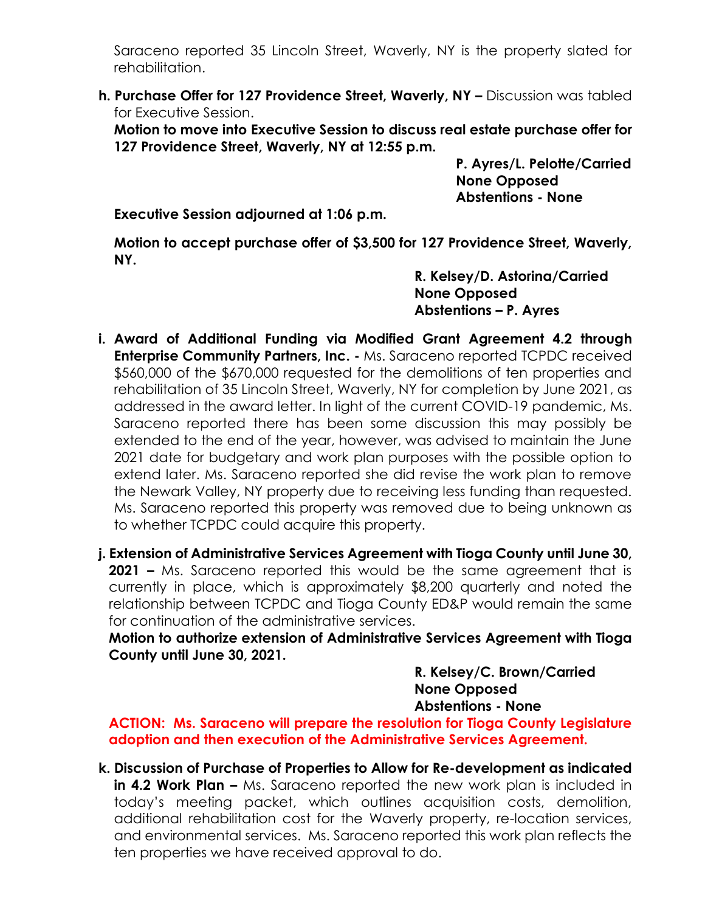Saraceno reported 35 Lincoln Street, Waverly, NY is the property slated for rehabilitation.

h. **Purchase Offer for 127 Providence Street, Waverly, NY –** Discussion was tabled for Executive Session.

**Motion to move into Executive Session to discuss real estate purchase offer for 127 Providence Street, Waverly, NY at 12:55 p.m.**

**P. Ayres/L. Pelotte/Carried**
**None Opposed**
**Abstentions - None**

**Executive Session adjourned at 1:06 p.m.**

**Motion to accept purchase offer of $3,500 for 127 Providence Street, Waverly, NY.**

**R. Kelsey/D. Astorina/Carried**
**None Opposed**
**Abstentions – P. Ayres**

i. **Award of Additional Funding via Modified Grant Agreement 4.2 through Enterprise Community Partners, Inc. -** Ms. Saraceno reported TCPDC received $560,000 of the $670,000 requested for the demolitions of ten properties and rehabilitation of 35 Lincoln Street, Waverly, NY for completion by June 2021, as addressed in the award letter. In light of the current COVID-19 pandemic, Ms. Saraceno reported there has been some discussion this may possibly be extended to the end of the year, however, was advised to maintain the June 2021 date for budgetary and work plan purposes with the possible option to extend later. Ms. Saraceno reported she did revise the work plan to remove the Newark Valley, NY property due to receiving less funding than requested. Ms. Saraceno reported this property was removed due to being unknown as to whether TCPDC could acquire this property.

j. **Extension of Administrative Services Agreement with Tioga County until June 30, 2021 –** Ms. Saraceno reported this would be the same agreement that is currently in place, which is approximately $8,200 quarterly and noted the relationship between TCPDC and Tioga County ED&P would remain the same for continuation of the administrative services.

**Motion to authorize extension of Administrative Services Agreement with Tioga County until June 30, 2021.**

**R. Kelsey/C. Brown/Carried**
**None Opposed**
**Abstentions - None**

**ACTION: Ms. Saraceno will prepare the resolution for Tioga County Legislature adoption and then execution of the Administrative Services Agreement.**

k. **Discussion of Purchase of Properties to Allow for Re-development as indicated in 4.2 Work Plan –** Ms. Saraceno reported the new work plan is included in today's meeting packet, which outlines acquisition costs, demolition, additional rehabilitation cost for the Waverly property, re-location services, and environmental services. Ms. Saraceno reported this work plan reflects the ten properties we have received approval to do.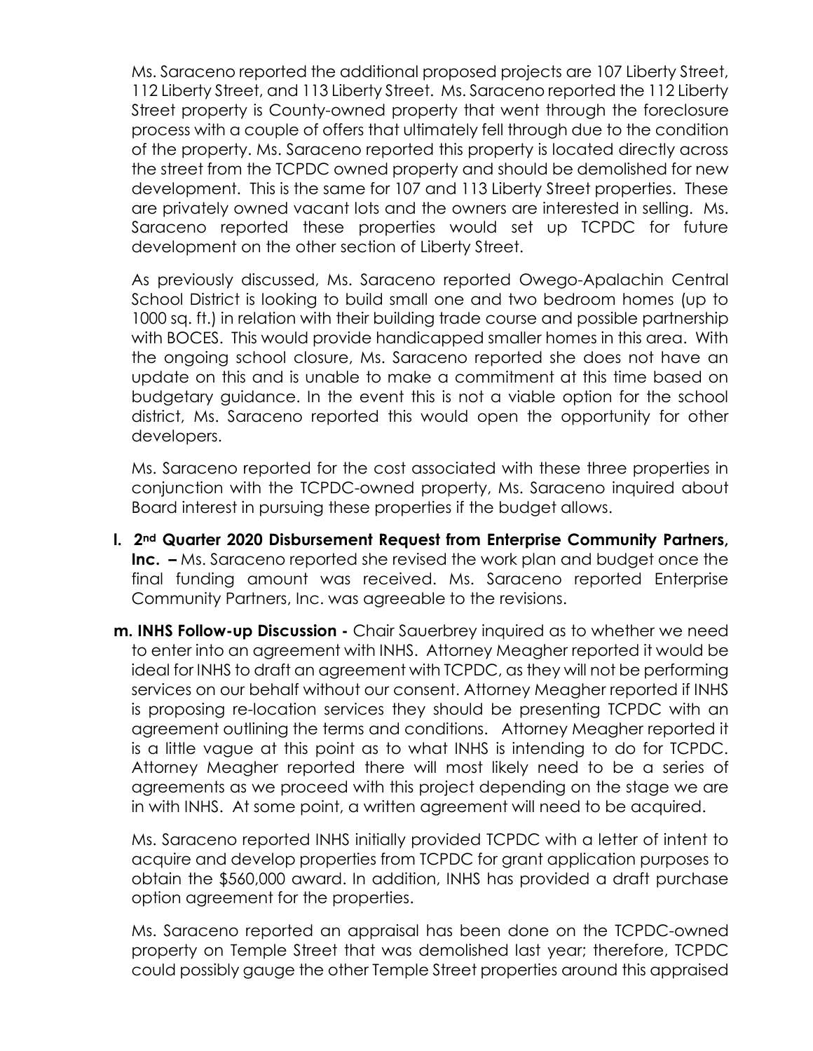Ms. Saraceno reported the additional proposed projects are 107 Liberty Street, 112 Liberty Street, and 113 Liberty Street. Ms. Saraceno reported the 112 Liberty Street property is County-owned property that went through the foreclosure process with a couple of offers that ultimately fell through due to the condition of the property. Ms. Saraceno reported this property is located directly across the street from the TCPDC owned property and should be demolished for new development. This is the same for 107 and 113 Liberty Street properties. These are privately owned vacant lots and the owners are interested in selling. Ms. Saraceno reported these properties would set up TCPDC for future development on the other section of Liberty Street.

As previously discussed, Ms. Saraceno reported Owego-Apalachin Central School District is looking to build small one and two bedroom homes (up to 1000 sq. ft.) in relation with their building trade course and possible partnership with BOCES. This would provide handicapped smaller homes in this area. With the ongoing school closure, Ms. Saraceno reported she does not have an update on this and is unable to make a commitment at this time based on budgetary guidance. In the event this is not a viable option for the school district, Ms. Saraceno reported this would open the opportunity for other developers.

Ms. Saraceno reported for the cost associated with these three properties in conjunction with the TCPDC-owned property, Ms. Saraceno inquired about Board interest in pursuing these properties if the budget allows.

**l. 2nd Quarter 2020 Disbursement Request from Enterprise Community Partners, Inc. –** Ms. Saraceno reported she revised the work plan and budget once the final funding amount was received. Ms. Saraceno reported Enterprise Community Partners, Inc. was agreeable to the revisions.

**m. INHS Follow-up Discussion -** Chair Sauerbrey inquired as to whether we need to enter into an agreement with INHS. Attorney Meagher reported it would be ideal for INHS to draft an agreement with TCPDC, as they will not be performing services on our behalf without our consent. Attorney Meagher reported if INHS is proposing re-location services they should be presenting TCPDC with an agreement outlining the terms and conditions. Attorney Meagher reported it is a little vague at this point as to what INHS is intending to do for TCPDC. Attorney Meagher reported there will most likely need to be a series of agreements as we proceed with this project depending on the stage we are in with INHS. At some point, a written agreement will need to be acquired.

Ms. Saraceno reported INHS initially provided TCPDC with a letter of intent to acquire and develop properties from TCPDC for grant application purposes to obtain the $560,000 award. In addition, INHS has provided a draft purchase option agreement for the properties.

Ms. Saraceno reported an appraisal has been done on the TCPDC-owned property on Temple Street that was demolished last year; therefore, TCPDC could possibly gauge the other Temple Street properties around this appraised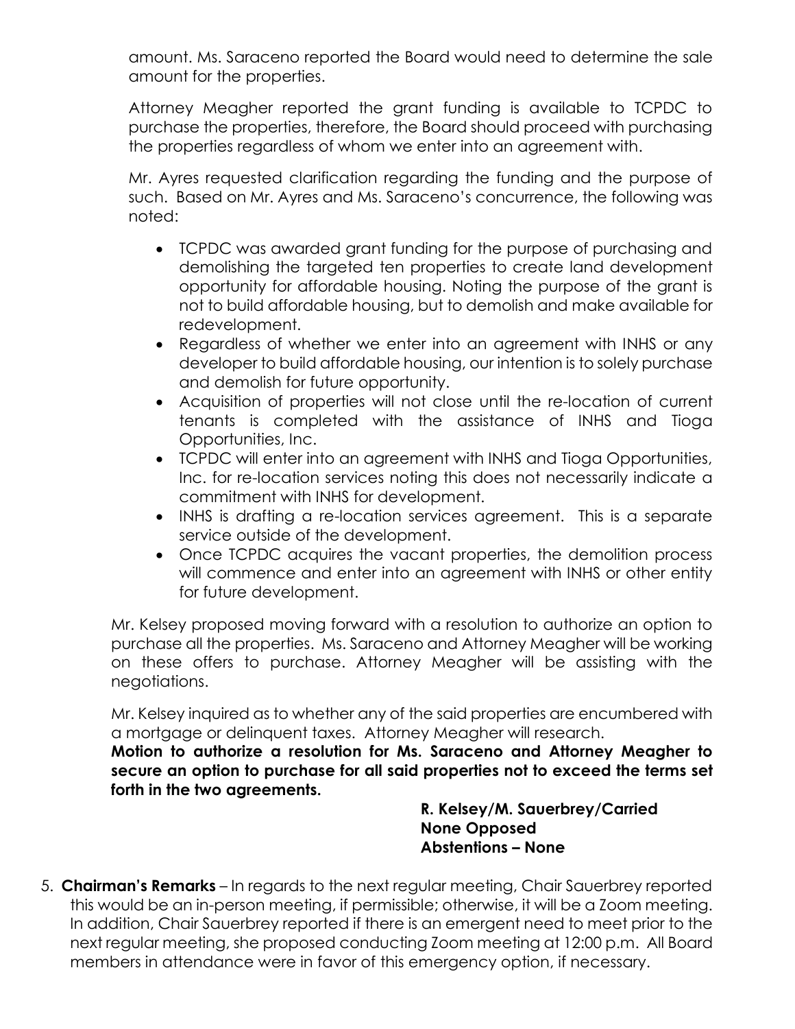amount. Ms. Saraceno reported the Board would need to determine the sale amount for the properties.

Attorney Meagher reported the grant funding is available to TCPDC to purchase the properties, therefore, the Board should proceed with purchasing the properties regardless of whom we enter into an agreement with.

Mr. Ayres requested clarification regarding the funding and the purpose of such. Based on Mr. Ayres and Ms. Saraceno's concurrence, the following was noted:

- TCPDC was awarded grant funding for the purpose of purchasing and demolishing the targeted ten properties to create land development opportunity for affordable housing. Noting the purpose of the grant is not to build affordable housing, but to demolish and make available for redevelopment.
- Regardless of whether we enter into an agreement with INHS or any developer to build affordable housing, our intention is to solely purchase and demolish for future opportunity.
- Acquisition of properties will not close until the re-location of current tenants is completed with the assistance of INHS and Tioga Opportunities, Inc.
- TCPDC will enter into an agreement with INHS and Tioga Opportunities, Inc. for re-location services noting this does not necessarily indicate a commitment with INHS for development.
- INHS is drafting a re-location services agreement. This is a separate service outside of the development.
- Once TCPDC acquires the vacant properties, the demolition process will commence and enter into an agreement with INHS or other entity for future development.

Mr. Kelsey proposed moving forward with a resolution to authorize an option to purchase all the properties. Ms. Saraceno and Attorney Meagher will be working on these offers to purchase. Attorney Meagher will be assisting with the negotiations.

Mr. Kelsey inquired as to whether any of the said properties are encumbered with a mortgage or delinquent taxes. Attorney Meagher will research.

**Motion to authorize a resolution for Ms. Saraceno and Attorney Meagher to secure an option to purchase for all said properties not to exceed the terms set forth in the two agreements.**

**R. Kelsey/M. Sauerbrey/Carried**
**None Opposed**
**Abstentions – None**

5. **Chairman's Remarks** – In regards to the next regular meeting, Chair Sauerbrey reported this would be an in-person meeting, if permissible; otherwise, it will be a Zoom meeting. In addition, Chair Sauerbrey reported if there is an emergent need to meet prior to the next regular meeting, she proposed conducting Zoom meeting at 12:00 p.m. All Board members in attendance were in favor of this emergency option, if necessary.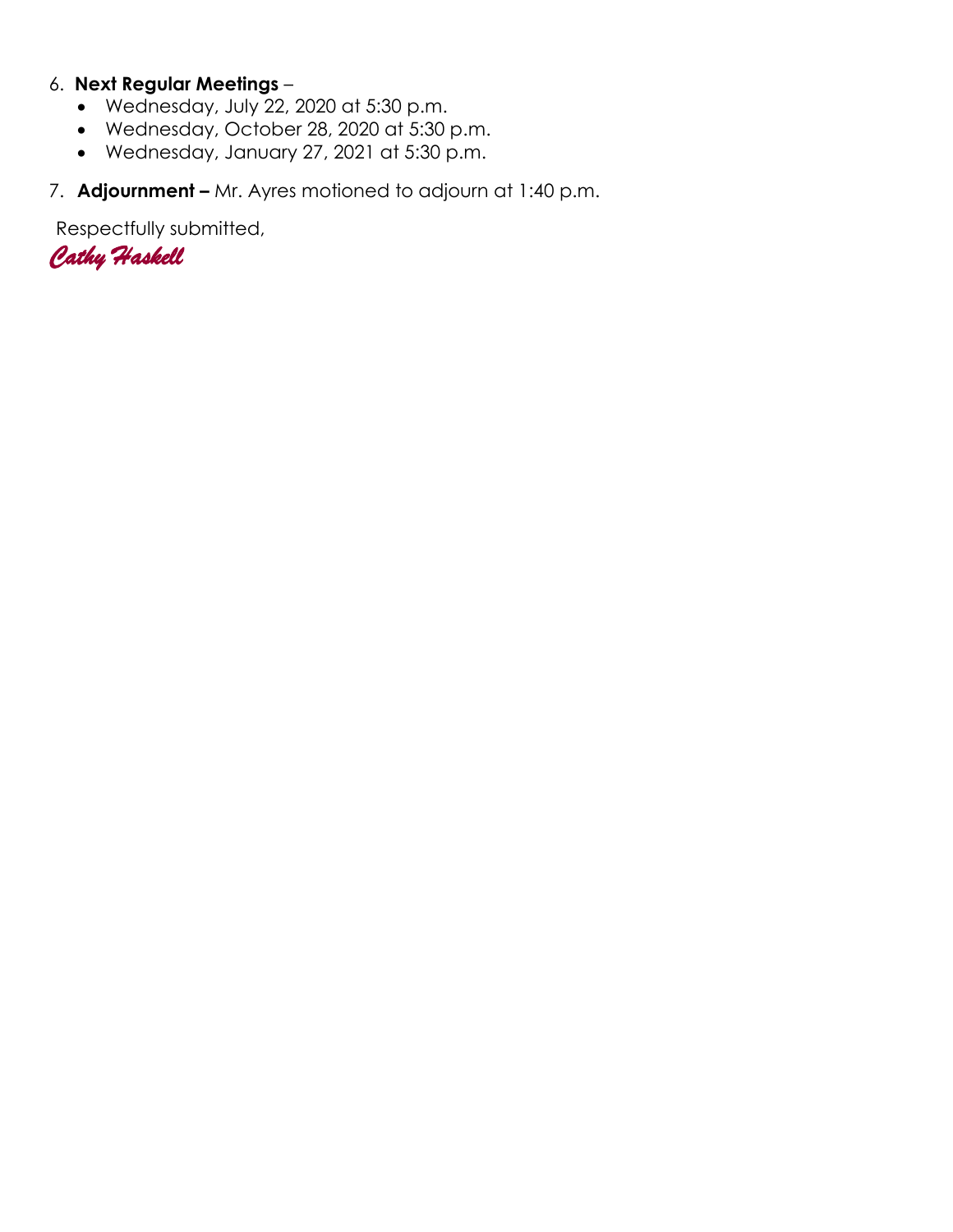6. **Next Regular Meetings** –
   - Wednesday, July 22, 2020 at 5:30 p.m.
   - Wednesday, October 28, 2020 at 5:30 p.m.
   - Wednesday, January 27, 2021 at 5:30 p.m.

7. **Adjournment –** Mr. Ayres motioned to adjourn at 1:40 p.m.

Respectfully submitted,

*Cathy Haskell*